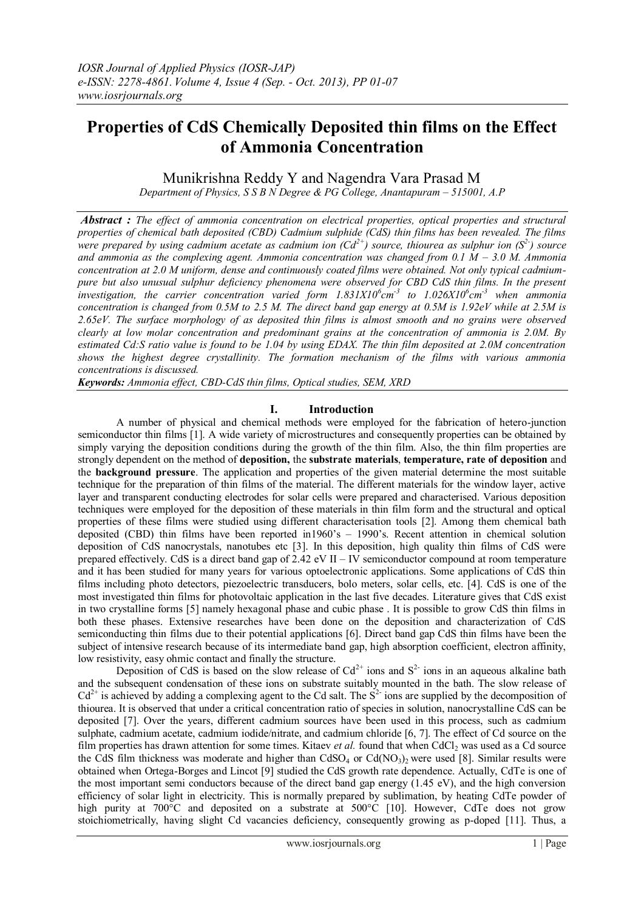# Properties of CdS Chemically Deposited thin films on the Effect of Ammonia Concentration

Munikrishna Reddy Y and Nagendra Vara Prasad M

*Department of Physics, S S B N Degree & PG College, Anantapuram – 515001, A.P*

***Abstract :*** *The effect of ammonia concentration on electrical properties, optical properties and structural properties of chemical bath deposited (CBD) Cadmium sulphide (CdS) thin films has been revealed. The films were prepared by using cadmium acetate as cadmium ion ($Cd^{2+}$) source, thiourea as sulphur ion ($S^{2-}$) source and ammonia as the complexing agent. Ammonia concentration was changed from 0.1 M – 3.0 M. Ammonia concentration at 2.0 M uniform, dense and continuously coated films were obtained. Not only typical cadmium-pure but also unusual sulphur deficiency phenomena were observed for CBD CdS thin films. In the present investigation, the carrier concentration varied form $1.831X10^{6}cm^{-3}$ to $1.026X10^{6}cm^{-3}$ when ammonia concentration is changed from 0.5M to 2.5 M. The direct band gap energy at 0.5M is 1.92eV while at 2.5M is 2.65eV. The surface morphology of as deposited thin films is almost smooth and no grains were observed clearly at low molar concentration and predominant grains at the concentration of ammonia is 2.0M. By estimated Cd:S ratio value is found to be 1.04 by using EDAX. The thin film deposited at 2.0M concentration shows the highest degree crystallinity. The formation mechanism of the films with various ammonia concentrations is discussed.*

***Keywords:*** *Ammonia effect, CBD-CdS thin films, Optical studies, SEM, XRD*

## I. Introduction

A number of physical and chemical methods were employed for the fabrication of hetero-junction semiconductor thin films [1]. A wide variety of microstructures and consequently properties can be obtained by simply varying the deposition conditions during the growth of the thin film. Also, the thin film properties are strongly dependent on the method of **deposition,** the **substrate materials**, **temperature, rate of deposition** and the **background pressure**. The application and properties of the given material determine the most suitable technique for the preparation of thin films of the material. The different materials for the window layer, active layer and transparent conducting electrodes for solar cells were prepared and characterised. Various deposition techniques were employed for the deposition of these materials in thin film form and the structural and optical properties of these films were studied using different characterisation tools [2]. Among them chemical bath deposited (CBD) thin films have been reported in1960's – 1990's. Recent attention in chemical solution deposition of CdS nanocrystals, nanotubes etc [3]. In this deposition, high quality thin films of CdS were prepared effectively. CdS is a direct band gap of 2.42 eV II – IV semiconductor compound at room temperature and it has been studied for many years for various optoelectronic applications. Some applications of CdS thin films including photo detectors, piezoelectric transducers, bolo meters, solar cells, etc. [4]. CdS is one of the most investigated thin films for photovoltaic application in the last five decades. Literature gives that CdS exist in two crystalline forms [5] namely hexagonal phase and cubic phase . It is possible to grow CdS thin films in both these phases. Extensive researches have been done on the deposition and characterization of CdS semiconducting thin films due to their potential applications [6]. Direct band gap CdS thin films have been the subject of intensive research because of its intermediate band gap, high absorption coefficient, electron affinity, low resistivity, easy ohmic contact and finally the structure.

Deposition of CdS is based on the slow release of $Cd^{2+}$ ions and $S^{2-}$ ions in an aqueous alkaline bath and the subsequent condensation of these ions on substrate suitably mounted in the bath. The slow release of $Cd^{2+}$ is achieved by adding a complexing agent to the Cd salt. The $S^{2-}$ ions are supplied by the decomposition of thiourea. It is observed that under a critical concentration ratio of species in solution, nanocrystalline CdS can be deposited [7]. Over the years, different cadmium sources have been used in this process, such as cadmium sulphate, cadmium acetate, cadmium iodide/nitrate, and cadmium chloride [6, 7]. The effect of Cd source on the film properties has drawn attention for some times. Kitaev *et al.* found that when $CdCl_2$ was used as a Cd source the CdS film thickness was moderate and higher than $CdSO_4$ or $Cd(NO_3)_2$ were used [8]. Similar results were obtained when Ortega-Borges and Lincot [9] studied the CdS growth rate dependence. Actually, CdTe is one of the most important semi conductors because of the direct band gap energy (1.45 eV), and the high conversion efficiency of solar light in electricity. This is normally prepared by sublimation, by heating CdTe powder of high purity at 700°C and deposited on a substrate at 500°C [10]. However, CdTe does not grow stoichiometrically, having slight Cd vacancies deficiency, consequently growing as p-doped [11]. Thus, a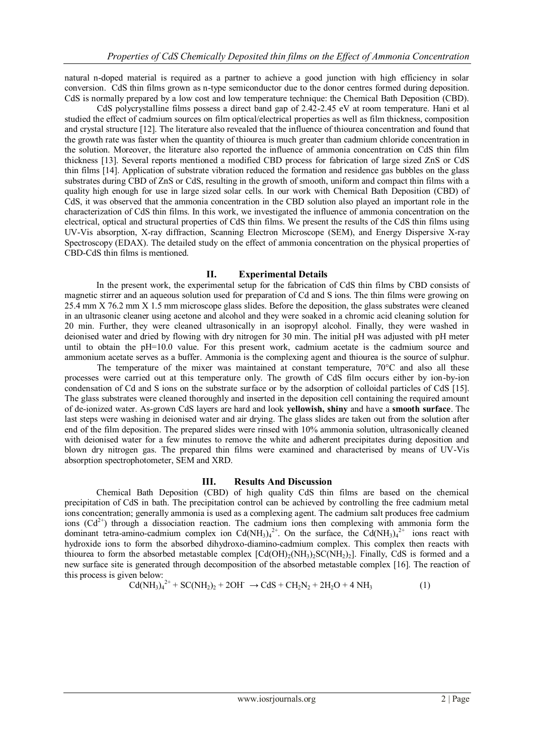natural n-doped material is required as a partner to achieve a good junction with high efficiency in solar conversion. CdS thin films grown as n-type semiconductor due to the donor centres formed during deposition. CdS is normally prepared by a low cost and low temperature technique: the Chemical Bath Deposition (CBD).

CdS polycrystalline films possess a direct band gap of 2.42-2.45 eV at room temperature. Hani et al studied the effect of cadmium sources on film optical/electrical properties as well as film thickness, composition and crystal structure [12]. The literature also revealed that the influence of thiourea concentration and found that the growth rate was faster when the quantity of thiourea is much greater than cadmium chloride concentration in the solution. Moreover, the literature also reported the influence of ammonia concentration on CdS thin film thickness [13]. Several reports mentioned a modified CBD process for fabrication of large sized ZnS or CdS thin films [14]. Application of substrate vibration reduced the formation and residence gas bubbles on the glass substrates during CBD of ZnS or CdS, resulting in the growth of smooth, uniform and compact thin films with a quality high enough for use in large sized solar cells. In our work with Chemical Bath Deposition (CBD) of CdS, it was observed that the ammonia concentration in the CBD solution also played an important role in the characterization of CdS thin films. In this work, we investigated the influence of ammonia concentration on the electrical, optical and structural properties of CdS thin films. We present the results of the CdS thin films using UV-Vis absorption, X-ray diffraction, Scanning Electron Microscope (SEM), and Energy Dispersive X-ray Spectroscopy (EDAX). The detailed study on the effect of ammonia concentration on the physical properties of CBD-CdS thin films is mentioned.

## II. Experimental Details

In the present work, the experimental setup for the fabrication of CdS thin films by CBD consists of magnetic stirrer and an aqueous solution used for preparation of Cd and S ions. The thin films were growing on 25.4 mm X 76.2 mm X 1.5 mm microscope glass slides. Before the deposition, the glass substrates were cleaned in an ultrasonic cleaner using acetone and alcohol and they were soaked in a chromic acid cleaning solution for 20 min. Further, they were cleaned ultrasonically in an isopropyl alcohol. Finally, they were washed in deionised water and dried by flowing with dry nitrogen for 30 min. The initial pH was adjusted with pH meter until to obtain the pH=10.0 value. For this present work, cadmium acetate is the cadmium source and ammonium acetate serves as a buffer. Ammonia is the complexing agent and thiourea is the source of sulphur.

The temperature of the mixer was maintained at constant temperature, 70°C and also all these processes were carried out at this temperature only. The growth of CdS film occurs either by ion-by-ion condensation of Cd and S ions on the substrate surface or by the adsorption of colloidal particles of CdS [15]. The glass substrates were cleaned thoroughly and inserted in the deposition cell containing the required amount of de-ionized water. As-grown CdS layers are hard and look **yellowish, shiny** and have a **smooth surface**. The last steps were washing in deionised water and air drying. The glass slides are taken out from the solution after end of the film deposition. The prepared slides were rinsed with 10% ammonia solution, ultrasonically cleaned with deionised water for a few minutes to remove the white and adherent precipitates during deposition and blown dry nitrogen gas. The prepared thin films were examined and characterised by means of UV-Vis absorption spectrophotometer, SEM and XRD.

## III. Results And Discussion

Chemical Bath Deposition (CBD) of high quality CdS thin films are based on the chemical precipitation of CdS in bath. The precipitation control can be achieved by controlling the free cadmium metal ions concentration; generally ammonia is used as a complexing agent. The cadmium salt produces free cadmium ions ($Cd^{2+}$) through a dissociation reaction. The cadmium ions then complexing with ammonia form the dominant tetra-amino-cadmium complex ion $Cd(NH_3)_4^{2+}$. On the surface, the $Cd(NH_3)_4^{2+}$ ions react with hydroxide ions to form the absorbed dihydroxo-diamino-cadmium complex. This complex then reacts with thiourea to form the absorbed metastable complex $[Cd(OH)_2(NH_3)_2SC(NH_2)_2]$. Finally, CdS is formed and a new surface site is generated through decomposition of the absorbed metastable complex [16]. The reaction of this process is given below:

$$Cd(NH_3)_4^{2+} + SC(NH_2)_2 + 2OH^- \rightarrow CdS + CH_2N_2 + 2H_2O + 4\ NH_3 \qquad (1)$$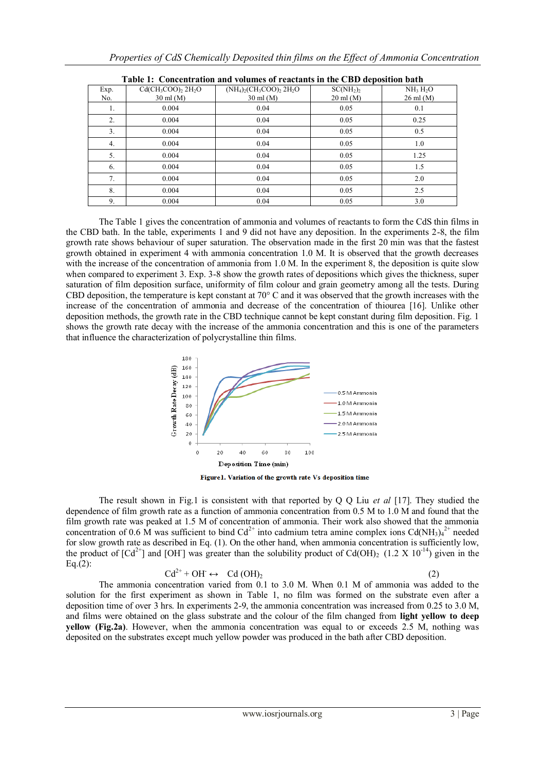**Table 1: Concentration and volumes of reactants in the CBD deposition bath**

| Exp. No. | $Cd(CH_3COO)_2\ 2H_2O$ 30 ml (M) | $(NH_4)_2(CH_3COO)_2\ 2H_2O$ 30 ml (M) | $SC(NH_2)_2$ 20 ml (M) | $NH_3\ H_2O$ 26 ml (M) |
|---|---|---|---|---|
| 1. | 0.004 | 0.04 | 0.05 | 0.1 |
| 2. | 0.004 | 0.04 | 0.05 | 0.25 |
| 3. | 0.004 | 0.04 | 0.05 | 0.5 |
| 4. | 0.004 | 0.04 | 0.05 | 1.0 |
| 5. | 0.004 | 0.04 | 0.05 | 1.25 |
| 6. | 0.004 | 0.04 | 0.05 | 1.5 |
| 7. | 0.004 | 0.04 | 0.05 | 2.0 |
| 8. | 0.004 | 0.04 | 0.05 | 2.5 |
| 9. | 0.004 | 0.04 | 0.05 | 3.0 |

The Table 1 gives the concentration of ammonia and volumes of reactants to form the CdS thin films in the CBD bath. In the table, experiments 1 and 9 did not have any deposition. In the experiments 2-8, the film growth rate shows behaviour of super saturation. The observation made in the first 20 min was that the fastest growth obtained in experiment 4 with ammonia concentration 1.0 M. It is observed that the growth decreases with the increase of the concentration of ammonia from 1.0 M. In the experiment 8, the deposition is quite slow when compared to experiment 3. Exp. 3-8 show the growth rates of depositions which gives the thickness, super saturation of film deposition surface, uniformity of film colour and grain geometry among all the tests. During CBD deposition, the temperature is kept constant at 70° C and it was observed that the growth increases with the increase of the concentration of ammonia and decrease of the concentration of thiourea [16]. Unlike other deposition methods, the growth rate in the CBD technique cannot be kept constant during film deposition. Fig. 1 shows the growth rate decay with the increase of the ammonia concentration and this is one of the parameters that influence the characterization of polycrystalline thin films.

**Figure1. Variation of the growth rate Vs deposition time**

The result shown in Fig.1 is consistent with that reported by Q Q Liu *et al* [17]. They studied the dependence of film growth rate as a function of ammonia concentration from 0.5 M to 1.0 M and found that the film growth rate was peaked at 1.5 M of concentration of ammonia. Their work also showed that the ammonia concentration of 0.6 M was sufficient to bind $Cd^{2+}$ into cadmium tetra amine complex ions $Cd(NH_3)_4^{2+}$ needed for slow growth rate as described in Eq. (1). On the other hand, when ammonia concentration is sufficiently low, the product of $[Cd^{2+}]$ and $[OH^-]$ was greater than the solubility product of $Cd(OH)_2$ ($1.2 \times 10^{-14}$) given in the Eq.(2):

$$Cd^{2+} + OH^- \leftrightarrow Cd(OH)_2 \qquad (2)$$

The ammonia concentration varied from 0.1 to 3.0 M. When 0.1 M of ammonia was added to the solution for the first experiment as shown in Table 1, no film was formed on the substrate even after a deposition time of over 3 hrs. In experiments 2-9, the ammonia concentration was increased from 0.25 to 3.0 M, and films were obtained on the glass substrate and the colour of the film changed from **light yellow to deep yellow (Fig.2a)**. However, when the ammonia concentration was equal to or exceeds 2.5 M, nothing was deposited on the substrates except much yellow powder was produced in the bath after CBD deposition.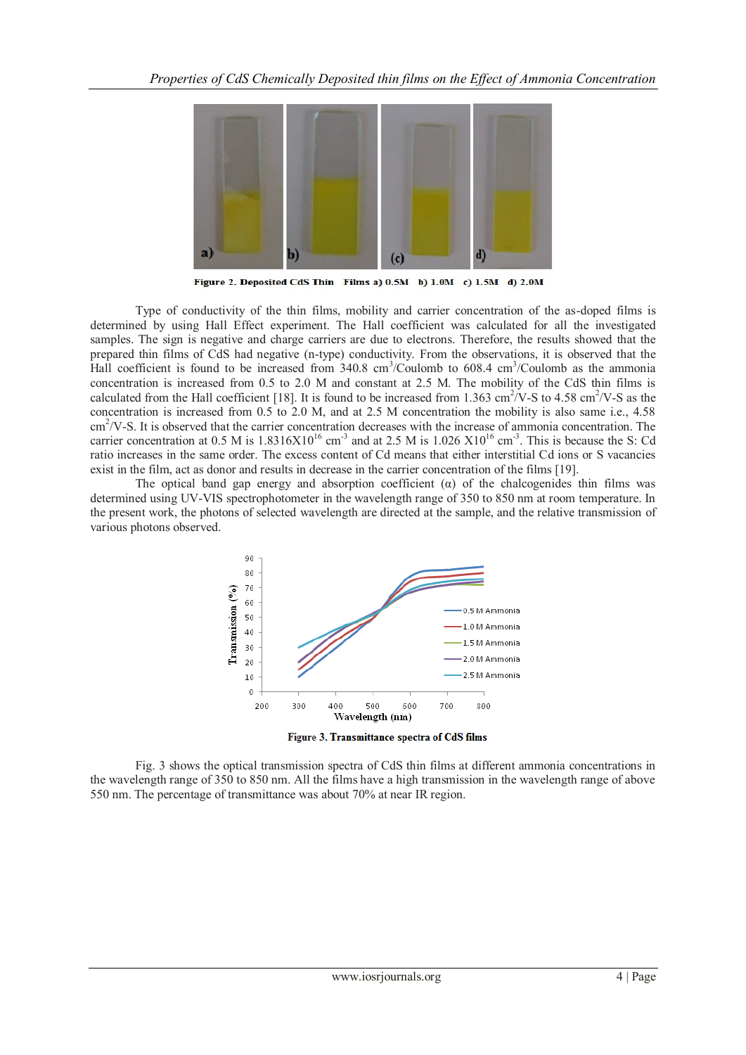Figure 2. Deposited CdS Thin Films a) 0.5M b) 1.0M c) 1.5M d) 2.0M

Type of conductivity of the thin films, mobility and carrier concentration of the as-doped films is determined by using Hall Effect experiment. The Hall coefficient was calculated for all the investigated samples. The sign is negative and charge carriers are due to electrons. Therefore, the results showed that the prepared thin films of CdS had negative (n-type) conductivity. From the observations, it is observed that the Hall coefficient is found to be increased from 340.8 $cm^3$/Coulomb to 608.4 $cm^3$/Coulomb as the ammonia concentration is increased from 0.5 to 2.0 M and constant at 2.5 M. The mobility of the CdS thin films is calculated from the Hall coefficient [18]. It is found to be increased from 1.363 $cm^2$/V-S to 4.58 $cm^2$/V-S as the concentration is increased from 0.5 to 2.0 M, and at 2.5 M concentration the mobility is also same i.e., 4.58 $cm^2$/V-S. It is observed that the carrier concentration decreases with the increase of ammonia concentration. The carrier concentration at 0.5 M is $1.8316 \times 10^{16}$ $cm^{-3}$ and at 2.5 M is $1.026 \times 10^{16}$ $cm^{-3}$. This is because the S: Cd ratio increases in the same order. The excess content of Cd means that either interstitial Cd ions or S vacancies exist in the film, act as donor and results in decrease in the carrier concentration of the films [19].

The optical band gap energy and absorption coefficient (α) of the chalcogenides thin films was determined using UV-VIS spectrophotometer in the wavelength range of 350 to 850 nm at room temperature. In the present work, the photons of selected wavelength are directed at the sample, and the relative transmission of various photons observed.

Figure 3. Transmittance spectra of CdS films

Fig. 3 shows the optical transmission spectra of CdS thin films at different ammonia concentrations in the wavelength range of 350 to 850 nm. All the films have a high transmission in the wavelength range of above 550 nm. The percentage of transmittance was about 70% at near IR region.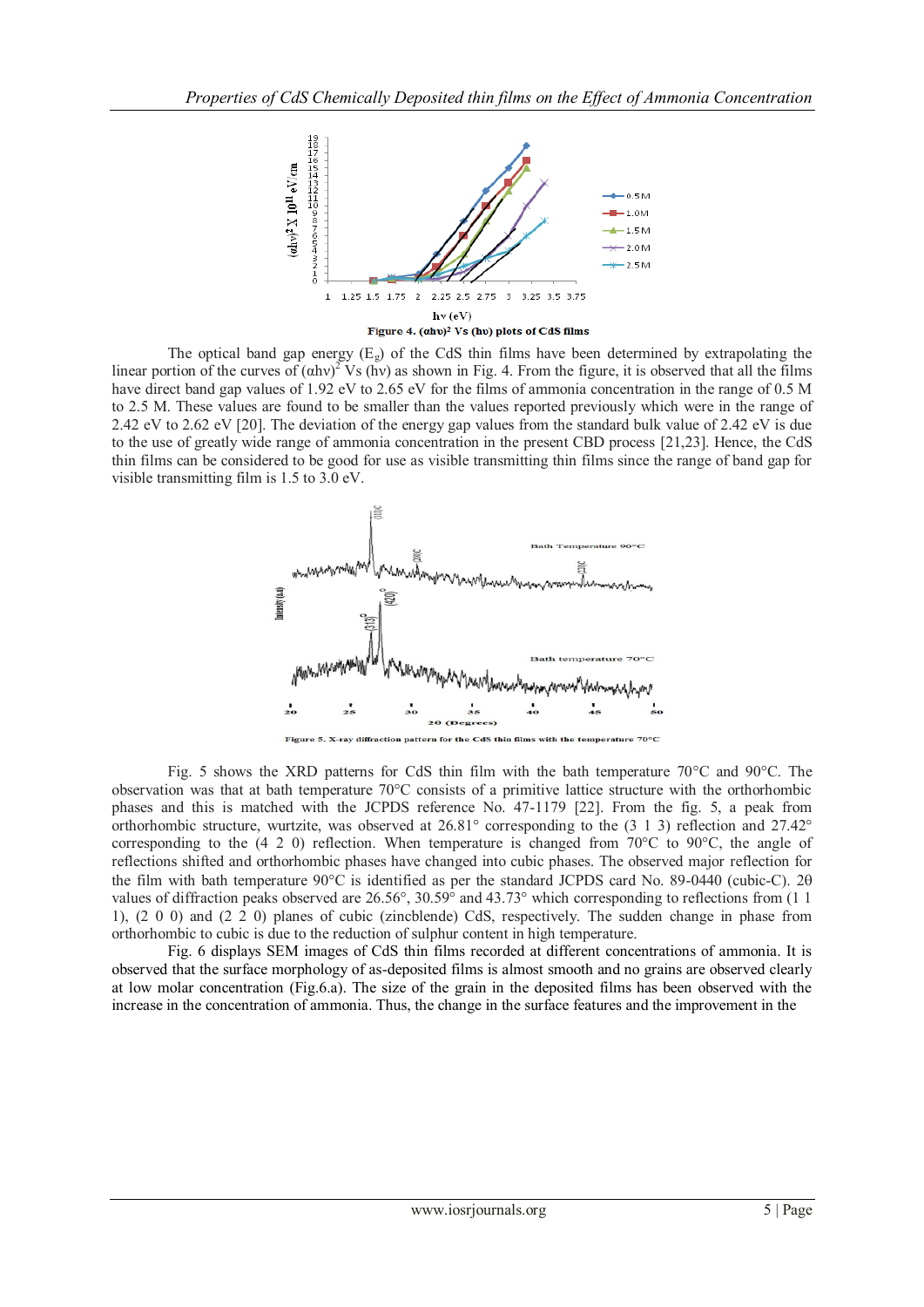Figure 4. $(\alpha h\nu)^2$ Vs $(h\nu)$ plots of CdS films

The optical band gap energy ($E_g$) of the CdS thin films have been determined by extrapolating the linear portion of the curves of $(\alpha h\nu)^2$ Vs $(h\nu)$ as shown in Fig. 4. From the figure, it is observed that all the films have direct band gap values of 1.92 eV to 2.65 eV for the films of ammonia concentration in the range of 0.5 M to 2.5 M. These values are found to be smaller than the values reported previously which were in the range of 2.42 eV to 2.62 eV [20]. The deviation of the energy gap values from the standard bulk value of 2.42 eV is due to the use of greatly wide range of ammonia concentration in the present CBD process [21,23]. Hence, the CdS thin films can be considered to be good for use as visible transmitting thin films since the range of band gap for visible transmitting film is 1.5 to 3.0 eV.

Figure 5. X-ray diffraction pattern for the CdS thin films with the temperature 70°C

Fig. 5 shows the XRD patterns for CdS thin film with the bath temperature 70°C and 90°C. The observation was that at bath temperature 70°C consists of a primitive lattice structure with the orthorhombic phases and this is matched with the JCPDS reference No. 47-1179 [22]. From the fig. 5, a peak from orthorhombic structure, wurtzite, was observed at 26.81° corresponding to the (3 1 3) reflection and 27.42° corresponding to the (4 2 0) reflection. When temperature is changed from 70°C to 90°C, the angle of reflections shifted and orthorhombic phases have changed into cubic phases. The observed major reflection for the film with bath temperature 90°C is identified as per the standard JCPDS card No. 89-0440 (cubic-C). $2\theta$ values of diffraction peaks observed are 26.56°, 30.59° and 43.73° which corresponding to reflections from (1 1 1), (2 0 0) and (2 2 0) planes of cubic (zincblende) CdS, respectively. The sudden change in phase from orthorhombic to cubic is due to the reduction of sulphur content in high temperature.

Fig. 6 displays SEM images of CdS thin films recorded at different concentrations of ammonia. It is observed that the surface morphology of as-deposited films is almost smooth and no grains are observed clearly at low molar concentration (Fig.6.a). The size of the grain in the deposited films has been observed with the increase in the concentration of ammonia. Thus, the change in the surface features and the improvement in the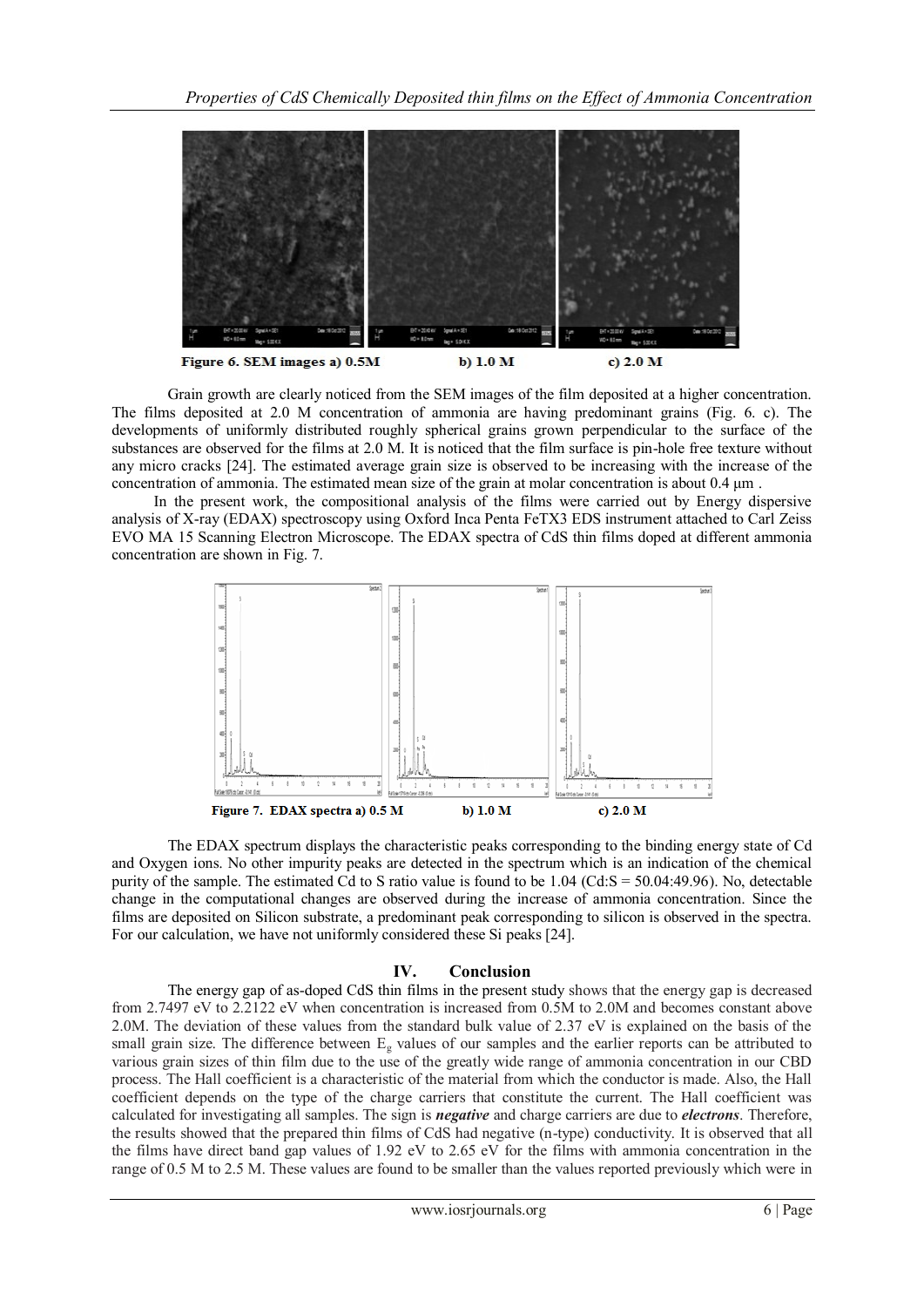Figure 6. SEM images a) 0.5M b) 1.0 M c) 2.0 M

Grain growth are clearly noticed from the SEM images of the film deposited at a higher concentration. The films deposited at 2.0 M concentration of ammonia are having predominant grains (Fig. 6. c). The developments of uniformly distributed roughly spherical grains grown perpendicular to the surface of the substances are observed for the films at 2.0 M. It is noticed that the film surface is pin-hole free texture without any micro cracks [24]. The estimated average grain size is observed to be increasing with the increase of the concentration of ammonia. The estimated mean size of the grain at molar concentration is about 0.4 µm .

In the present work, the compositional analysis of the films were carried out by Energy dispersive analysis of X-ray (EDAX) spectroscopy using Oxford Inca Penta FeTX3 EDS instrument attached to Carl Zeiss EVO MA 15 Scanning Electron Microscope. The EDAX spectra of CdS thin films doped at different ammonia concentration are shown in Fig. 7.

Figure 7. EDAX spectra a) 0.5 M b) 1.0 M c) 2.0 M

The EDAX spectrum displays the characteristic peaks corresponding to the binding energy state of Cd and Oxygen ions. No other impurity peaks are detected in the spectrum which is an indication of the chemical purity of the sample. The estimated Cd to S ratio value is found to be 1.04 (Cd:S = 50.04:49.96). No, detectable change in the computational changes are observed during the increase of ammonia concentration. Since the films are deposited on Silicon substrate, a predominant peak corresponding to silicon is observed in the spectra. For our calculation, we have not uniformly considered these Si peaks [24].

## IV. Conclusion

The energy gap of as-doped CdS thin films in the present study shows that the energy gap is decreased from 2.7497 eV to 2.2122 eV when concentration is increased from 0.5M to 2.0M and becomes constant above 2.0M. The deviation of these values from the standard bulk value of 2.37 eV is explained on the basis of the small grain size. The difference between $E_g$ values of our samples and the earlier reports can be attributed to various grain sizes of thin film due to the use of the greatly wide range of ammonia concentration in our CBD process. The Hall coefficient is a characteristic of the material from which the conductor is made. Also, the Hall coefficient depends on the type of the charge carriers that constitute the current. The Hall coefficient was calculated for investigating all samples. The sign is ***negative*** and charge carriers are due to ***electrons***. Therefore, the results showed that the prepared thin films of CdS had negative (n-type) conductivity. It is observed that all the films have direct band gap values of 1.92 eV to 2.65 eV for the films with ammonia concentration in the range of 0.5 M to 2.5 M. These values are found to be smaller than the values reported previously which were in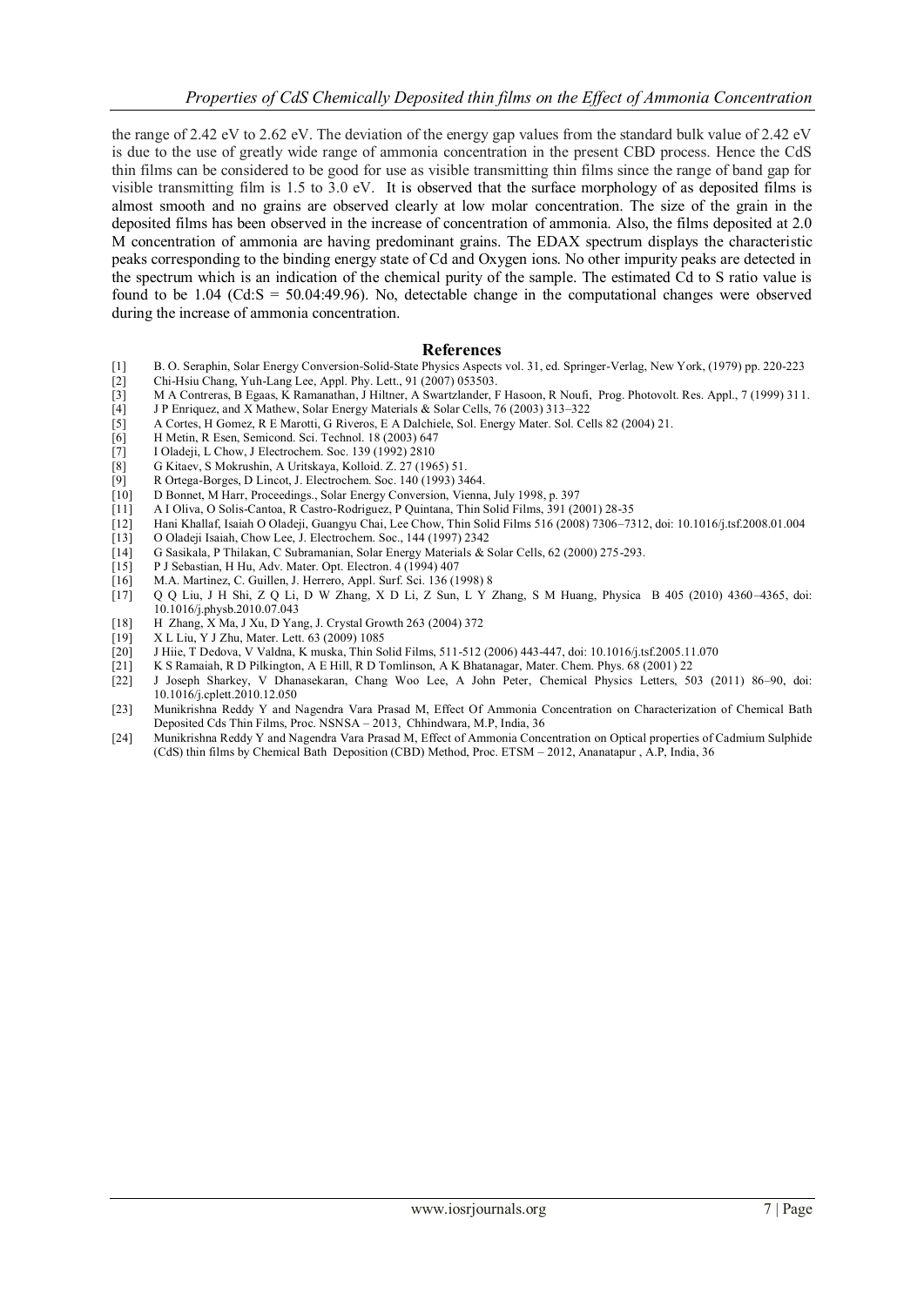the range of 2.42 eV to 2.62 eV. The deviation of the energy gap values from the standard bulk value of 2.42 eV is due to the use of greatly wide range of ammonia concentration in the present CBD process. Hence the CdS thin films can be considered to be good for use as visible transmitting thin films since the range of band gap for visible transmitting film is 1.5 to 3.0 eV. It is observed that the surface morphology of as deposited films is almost smooth and no grains are observed clearly at low molar concentration. The size of the grain in the deposited films has been observed in the increase of concentration of ammonia. Also, the films deposited at 2.0 M concentration of ammonia are having predominant grains. The EDAX spectrum displays the characteristic peaks corresponding to the binding energy state of Cd and Oxygen ions. No other impurity peaks are detected in the spectrum which is an indication of the chemical purity of the sample. The estimated Cd to S ratio value is found to be 1.04 (Cd:S = 50.04:49.96). No, detectable change in the computational changes were observed during the increase of ammonia concentration.

## References

[1] B. O. Seraphin, Solar Energy Conversion-Solid-State Physics Aspects vol. 31, ed. Springer-Verlag, New York, (1979) pp. 220-223
[2] Chi-Hsiu Chang, Yuh-Lang Lee, Appl. Phy. Lett., 91 (2007) 053503.
[3] M A Contreras, B Egaas, K Ramanathan, J Hiltner, A Swartzlander, F Hasoon, R Noufi, Prog. Photovolt. Res. Appl., 7 (1999) 311.
[4] J P Enriquez, and X Mathew, Solar Energy Materials & Solar Cells, 76 (2003) 313–322
[5] A Cortes, H Gomez, R E Marotti, G Riveros, E A Dalchiele, Sol. Energy Mater. Sol. Cells 82 (2004) 21.
[6] H Metin, R Esen, Semicond. Sci. Technol. 18 (2003) 647
[7] I Oladeji, L Chow, J Electrochem. Soc. 139 (1992) 2810
[8] G Kitaev, S Mokrushin, A Uritskaya, Kolloid. Z. 27 (1965) 51.
[9] R Ortega-Borges, D Lincot, J. Electrochem. Soc. 140 (1993) 3464.
[10] D Bonnet, M Harr, Proceedings., Solar Energy Conversion, Vienna, July 1998, p. 397
[11] A I Oliva, O Solis-Cantoa, R Castro-Rodriguez, P Quintana, Thin Solid Films, 391 (2001) 28-35
[12] Hani Khallaf, Isaiah O Oladeji, Guangyu Chai, Lee Chow, Thin Solid Films 516 (2008) 7306–7312, doi: 10.1016/j.tsf.2008.01.004
[13] O Oladeji Isaiah, Chow Lee, J. Electrochem. Soc., 144 (1997) 2342
[14] G Sasikala, P Thilakan, C Subramanian, Solar Energy Materials & Solar Cells, 62 (2000) 275-293.
[15] P J Sebastian, H Hu, Adv. Mater. Opt. Electron. 4 (1994) 407
[16] M.A. Martinez, C. Guillen, J. Herrero, Appl. Surf. Sci. 136 (1998) 8
[17] Q Q Liu, J H Shi, Z Q Li, D W Zhang, X D Li, Z Sun, L Y Zhang, S M Huang, Physica B 405 (2010) 4360–4365, doi: 10.1016/j.physb.2010.07.043
[18] H Zhang, X Ma, J Xu, D Yang, J. Crystal Growth 263 (2004) 372
[19] X L Liu, Y J Zhu, Mater. Lett. 63 (2009) 1085
[20] J Hiie, T Dedova, V Valdna, K muska, Thin Solid Films, 511-512 (2006) 443-447, doi: 10.1016/j.tsf.2005.11.070
[21] K S Ramaiah, R D Pilkington, A E Hill, R D Tomlinson, A K Bhatanagar, Mater. Chem. Phys. 68 (2001) 22
[22] J Joseph Sharkey, V Dhanasekaran, Chang Woo Lee, A John Peter, Chemical Physics Letters, 503 (2011) 86–90, doi: 10.1016/j.cplett.2010.12.050
[23] Munikrishna Reddy Y and Nagendra Vara Prasad M, Effect Of Ammonia Concentration on Characterization of Chemical Bath Deposited Cds Thin Films, Proc. NSNSA – 2013, Chhindwara, M.P, India, 36
[24] Munikrishna Reddy Y and Nagendra Vara Prasad M, Effect of Ammonia Concentration on Optical properties of Cadmium Sulphide (CdS) thin films by Chemical Bath Deposition (CBD) Method, Proc. ETSM – 2012, Ananatapur , A.P, India, 36